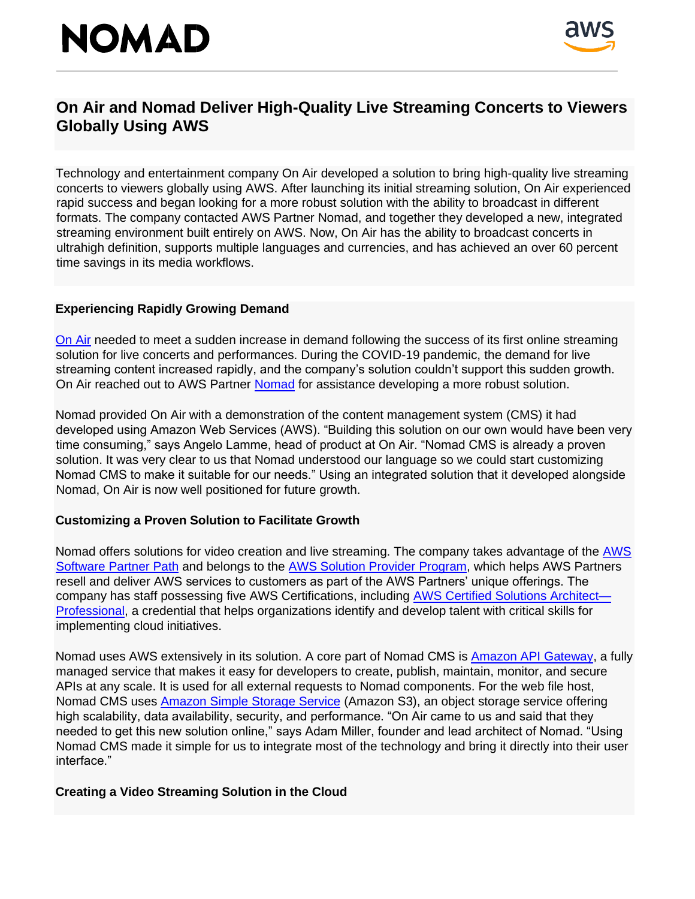# On Air and Nomad Deliver High-Quality Live Streaming Concerts to Viewers Globally Using AWS

Technology and entertainment company On Air developed a solution to bring high-quality live streaming concerts to viewers globally using AWS. After launching its initial streaming solution, On Air experienced rapid success and began looking for a more robust solution with the ability to broadcast in different formats. The company contacted AWS Partner Nomad, and together they developed a new, integrated streaming environment built entirely on AWS. Now, On Air has the ability to broadcast concerts in ultrahigh definition, supports multiple languages and currencies, and has achieved an over 60 percent time savings in its media workflows.

### Experiencing Rapidly Growing Demand

On Air needed to meet a sudden increase in demand following the success of its first online streaming solution for live concerts and performances. During the COVID-19 pandemic, the demand for live streaming content increased rapidly, and the company's solution couldn't support this sudden growth. On Air reached out to AWS Partner Nomad for assistance developing a more robust solution.

Nomad provided On Air with a demonstration of the content management system (CMS) it had developed using Amazon Web Services (AWS). "Building this solution on our own would have been very time consuming," says Angelo Lamme, head of product at On Air. "Nomad CMS is already a proven solution. It was very clear to us that Nomad understood our language so we could start customizing Nomad CMS to make it suitable for our needs." Using an integrated solution that it developed alongside Nomad, On Air is now well positioned for future growth.

### Customizing a Proven Solution to Facilitate Growth

Nomad offers solutions for video creation and live streaming. The company takes advantage of the AWS Software Partner Path and belongs to the AWS Solution Provider Program, which helps AWS Partners resell and deliver AWS services to customers as part of the AWS Partners' unique offerings. The company has staff possessing five AWS Certifications, including AWS Certified Solutions Architect—Professional, a credential that helps organizations identify and develop talent with critical skills for implementing cloud initiatives.

Nomad uses AWS extensively in its solution. A core part of Nomad CMS is Amazon API Gateway, a fully managed service that makes it easy for developers to create, publish, maintain, monitor, and secure APIs at any scale. It is used for all external requests to Nomad components. For the web file host, Nomad CMS uses Amazon Simple Storage Service (Amazon S3), an object storage service offering high scalability, data availability, security, and performance. "On Air came to us and said that they needed to get this new solution online," says Adam Miller, founder and lead architect of Nomad. "Using Nomad CMS made it simple for us to integrate most of the technology and bring it directly into their user interface."

### Creating a Video Streaming Solution in the Cloud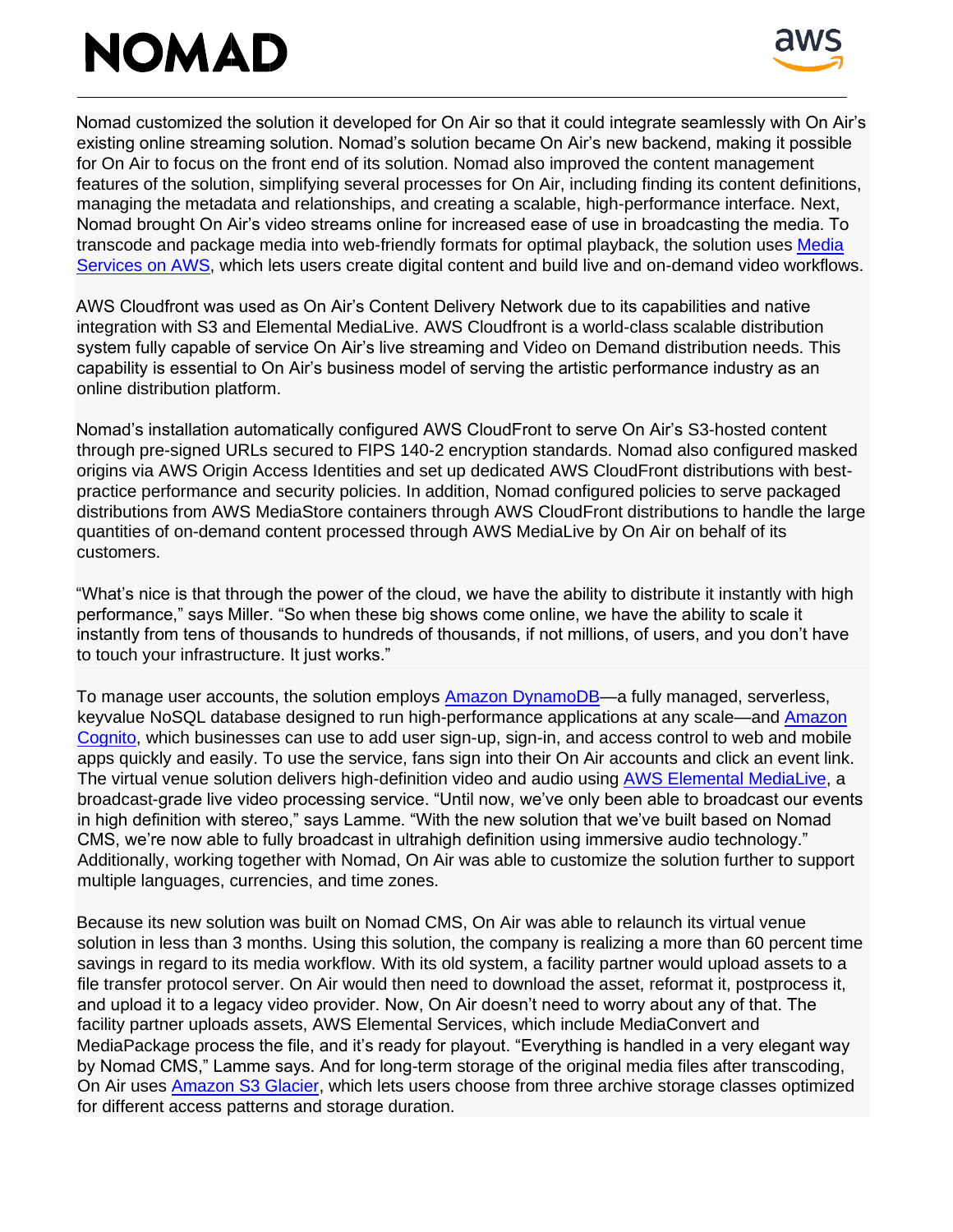Nomad customized the solution it developed for On Air so that it could integrate seamlessly with On Air's existing online streaming solution. Nomad's solution became On Air's new backend, making it possible for On Air to focus on the front end of its solution. Nomad also improved the content management features of the solution, simplifying several processes for On Air, including finding its content definitions, managing the metadata and relationships, and creating a scalable, high-performance interface. Next, Nomad brought On Air's video streams online for increased ease of use in broadcasting the media. To transcode and package media into web-friendly formats for optimal playback, the solution uses Media Services on AWS, which lets users create digital content and build live and on-demand video workflows.

AWS Cloudfront was used as On Air's Content Delivery Network due to its capabilities and native integration with S3 and Elemental MediaLive. AWS Cloudfront is a world-class scalable distribution system fully capable of service On Air's live streaming and Video on Demand distribution needs. This capability is essential to On Air's business model of serving the artistic performance industry as an online distribution platform.

Nomad's installation automatically configured AWS CloudFront to serve On Air's S3-hosted content through pre-signed URLs secured to FIPS 140-2 encryption standards. Nomad also configured masked origins via AWS Origin Access Identities and set up dedicated AWS CloudFront distributions with best-practice performance and security policies. In addition, Nomad configured policies to serve packaged distributions from AWS MediaStore containers through AWS CloudFront distributions to handle the large quantities of on-demand content processed through AWS MediaLive by On Air on behalf of its customers.

"What's nice is that through the power of the cloud, we have the ability to distribute it instantly with high performance," says Miller. "So when these big shows come online, we have the ability to scale it instantly from tens of thousands to hundreds of thousands, if not millions, of users, and you don't have to touch your infrastructure. It just works."

To manage user accounts, the solution employs Amazon DynamoDB—a fully managed, serverless, keyvalue NoSQL database designed to run high-performance applications at any scale—and Amazon Cognito, which businesses can use to add user sign-up, sign-in, and access control to web and mobile apps quickly and easily. To use the service, fans sign into their On Air accounts and click an event link. The virtual venue solution delivers high-definition video and audio using AWS Elemental MediaLive, a broadcast-grade live video processing service. "Until now, we've only been able to broadcast our events in high definition with stereo," says Lamme. "With the new solution that we've built based on Nomad CMS, we're now able to fully broadcast in ultrahigh definition using immersive audio technology." Additionally, working together with Nomad, On Air was able to customize the solution further to support multiple languages, currencies, and time zones.

Because its new solution was built on Nomad CMS, On Air was able to relaunch its virtual venue solution in less than 3 months. Using this solution, the company is realizing a more than 60 percent time savings in regard to its media workflow. With its old system, a facility partner would upload assets to a file transfer protocol server. On Air would then need to download the asset, reformat it, postprocess it, and upload it to a legacy video provider. Now, On Air doesn't need to worry about any of that. The facility partner uploads assets, AWS Elemental Services, which include MediaConvert and MediaPackage process the file, and it's ready for playout. "Everything is handled in a very elegant way by Nomad CMS," Lamme says. And for long-term storage of the original media files after transcoding, On Air uses Amazon S3 Glacier, which lets users choose from three archive storage classes optimized for different access patterns and storage duration.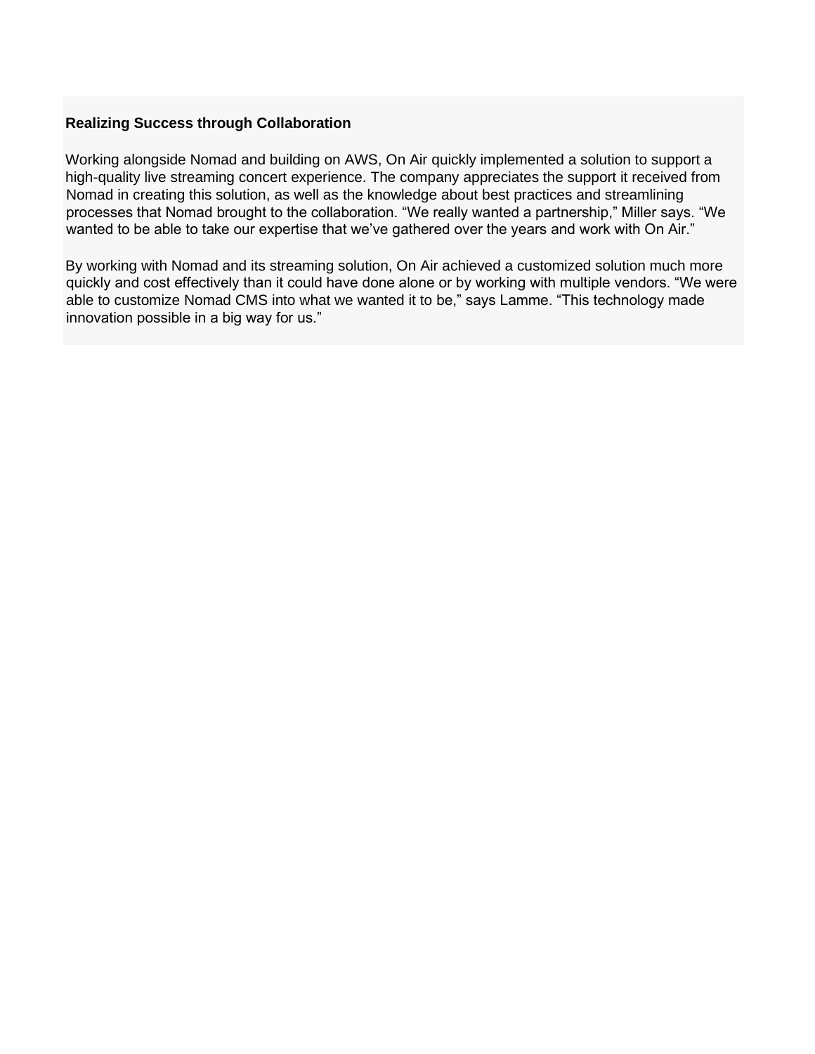**Realizing Success through Collaboration**

Working alongside Nomad and building on AWS, On Air quickly implemented a solution to support a high-quality live streaming concert experience. The company appreciates the support it received from Nomad in creating this solution, as well as the knowledge about best practices and streamlining processes that Nomad brought to the collaboration. “We really wanted a partnership,” Miller says. “We wanted to be able to take our expertise that we’ve gathered over the years and work with On Air.”

By working with Nomad and its streaming solution, On Air achieved a customized solution much more quickly and cost effectively than it could have done alone or by working with multiple vendors. “We were able to customize Nomad CMS into what we wanted it to be,” says Lamme. “This technology made innovation possible in a big way for us.”